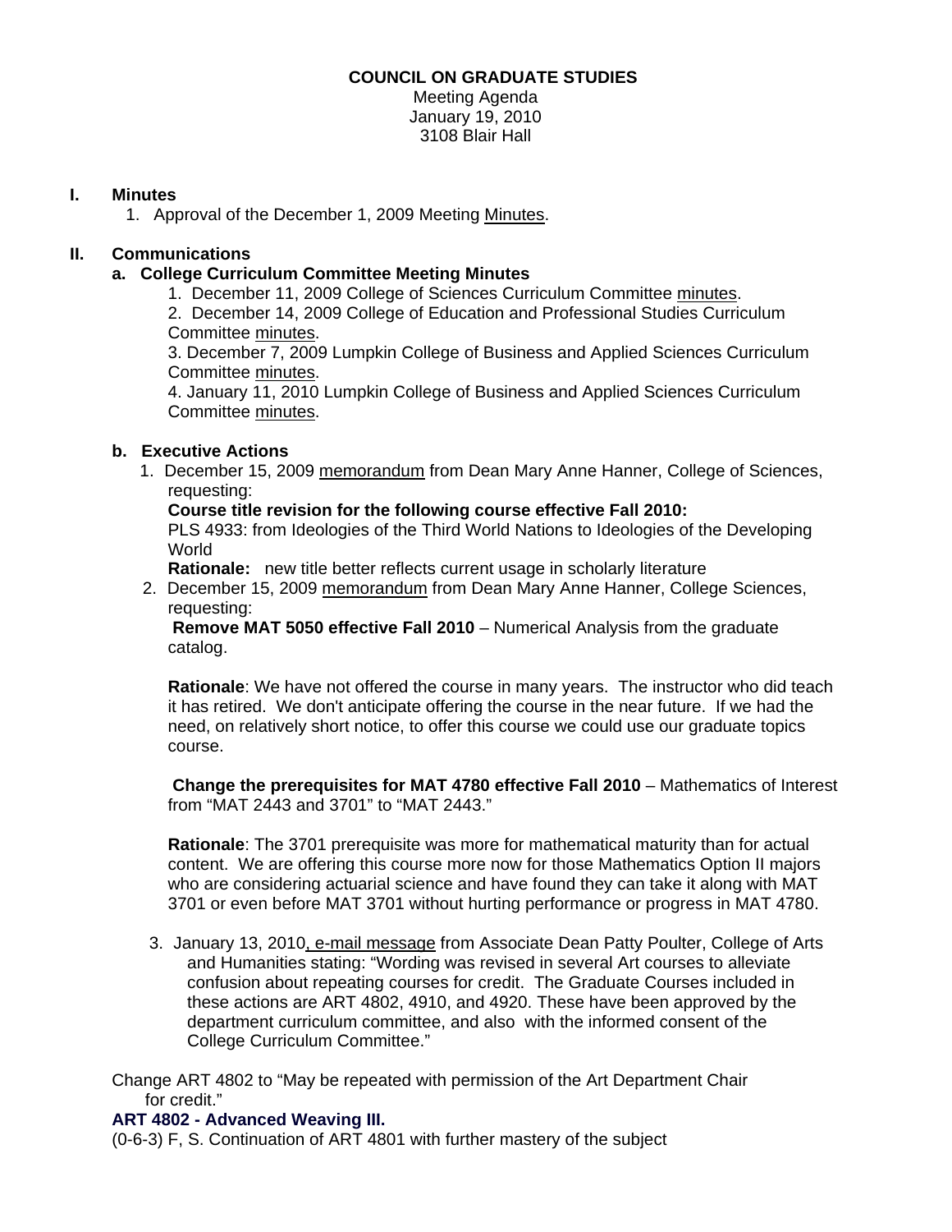**COUNCIL ON GRADUATE STUDIES**
Meeting Agenda
January 19, 2010
3108 Blair Hall

## I. Minutes

1. Approval of the December 1, 2009 Meeting Minutes.

## II. Communications

### a. College Curriculum Committee Meeting Minutes

1. December 11, 2009 College of Sciences Curriculum Committee minutes.
2. December 14, 2009 College of Education and Professional Studies Curriculum Committee minutes.
3. December 7, 2009 Lumpkin College of Business and Applied Sciences Curriculum Committee minutes.
4. January 11, 2010 Lumpkin College of Business and Applied Sciences Curriculum Committee minutes.

### b. Executive Actions

1. December 15, 2009 memorandum from Dean Mary Anne Hanner, College of Sciences, requesting:

   **Course title revision for the following course effective Fall 2010:**
   PLS 4933: from Ideologies of the Third World Nations to Ideologies of the Developing World
   **Rationale:** new title better reflects current usage in scholarly literature

2. December 15, 2009 memorandum from Dean Mary Anne Hanner, College Sciences, requesting:

   **Remove MAT 5050 effective Fall 2010** – Numerical Analysis from the graduate catalog.

   **Rationale**: We have not offered the course in many years. The instructor who did teach it has retired. We don't anticipate offering the course in the near future. If we had the need, on relatively short notice, to offer this course we could use our graduate topics course.

   **Change the prerequisites for MAT 4780 effective Fall 2010** – Mathematics of Interest from "MAT 2443 and 3701" to "MAT 2443."

   **Rationale**: The 3701 prerequisite was more for mathematical maturity than for actual content. We are offering this course more now for those Mathematics Option II majors who are considering actuarial science and have found they can take it along with MAT 3701 or even before MAT 3701 without hurting performance or progress in MAT 4780.

3. January 13, 2010, e-mail message from Associate Dean Patty Poulter, College of Arts and Humanities stating: "Wording was revised in several Art courses to alleviate confusion about repeating courses for credit. The Graduate Courses included in these actions are ART 4802, 4910, and 4920. These have been approved by the department curriculum committee, and also with the informed consent of the College Curriculum Committee."

Change ART 4802 to "May be repeated with permission of the Art Department Chair for credit."

**ART 4802 - Advanced Weaving III.**
(0-6-3) F, S. Continuation of ART 4801 with further mastery of the subject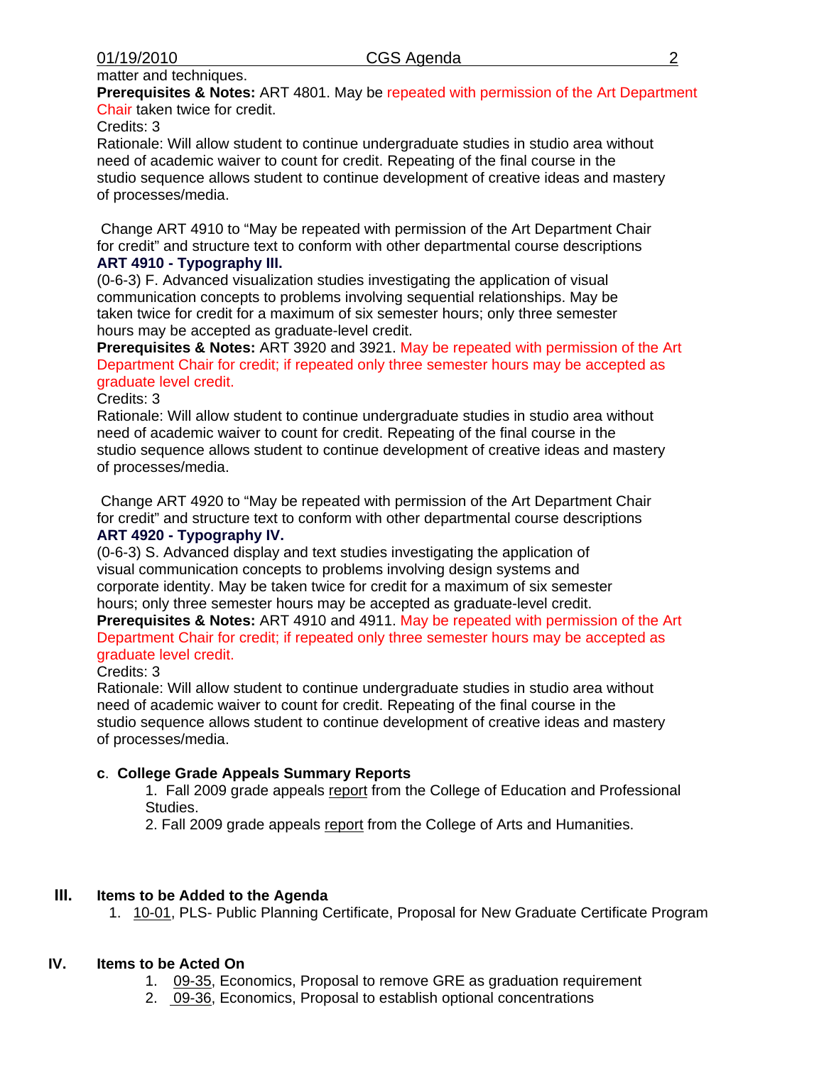matter and techniques.

**Prerequisites & Notes:** ART 4801. May be repeated with permission of the Art Department Chair taken twice for credit.

Credits: 3

Rationale: Will allow student to continue undergraduate studies in studio area without need of academic waiver to count for credit. Repeating of the final course in the studio sequence allows student to continue development of creative ideas and mastery of processes/media.

Change ART 4910 to "May be repeated with permission of the Art Department Chair for credit" and structure text to conform with other departmental course descriptions

**ART 4910 - Typography III.**

(0-6-3) F. Advanced visualization studies investigating the application of visual communication concepts to problems involving sequential relationships. May be taken twice for credit for a maximum of six semester hours; only three semester hours may be accepted as graduate-level credit.

**Prerequisites & Notes:** ART 3920 and 3921. May be repeated with permission of the Art Department Chair for credit; if repeated only three semester hours may be accepted as graduate level credit.

Credits: 3

Rationale: Will allow student to continue undergraduate studies in studio area without need of academic waiver to count for credit. Repeating of the final course in the studio sequence allows student to continue development of creative ideas and mastery of processes/media.

Change ART 4920 to "May be repeated with permission of the Art Department Chair for credit" and structure text to conform with other departmental course descriptions

**ART 4920 - Typography IV.**

(0-6-3) S. Advanced display and text studies investigating the application of visual communication concepts to problems involving design systems and corporate identity. May be taken twice for credit for a maximum of six semester hours; only three semester hours may be accepted as graduate-level credit.

**Prerequisites & Notes:** ART 4910 and 4911. May be repeated with permission of the Art Department Chair for credit; if repeated only three semester hours may be accepted as graduate level credit.

Credits: 3

Rationale: Will allow student to continue undergraduate studies in studio area without need of academic waiver to count for credit. Repeating of the final course in the studio sequence allows student to continue development of creative ideas and mastery of processes/media.

**c. College Grade Appeals Summary Reports**

1. Fall 2009 grade appeals report from the College of Education and Professional Studies.
2. Fall 2009 grade appeals report from the College of Arts and Humanities.

## III. Items to be Added to the Agenda

1. 10-01, PLS- Public Planning Certificate, Proposal for New Graduate Certificate Program

## IV. Items to be Acted On

1. 09-35, Economics, Proposal to remove GRE as graduation requirement
2. 09-36, Economics, Proposal to establish optional concentrations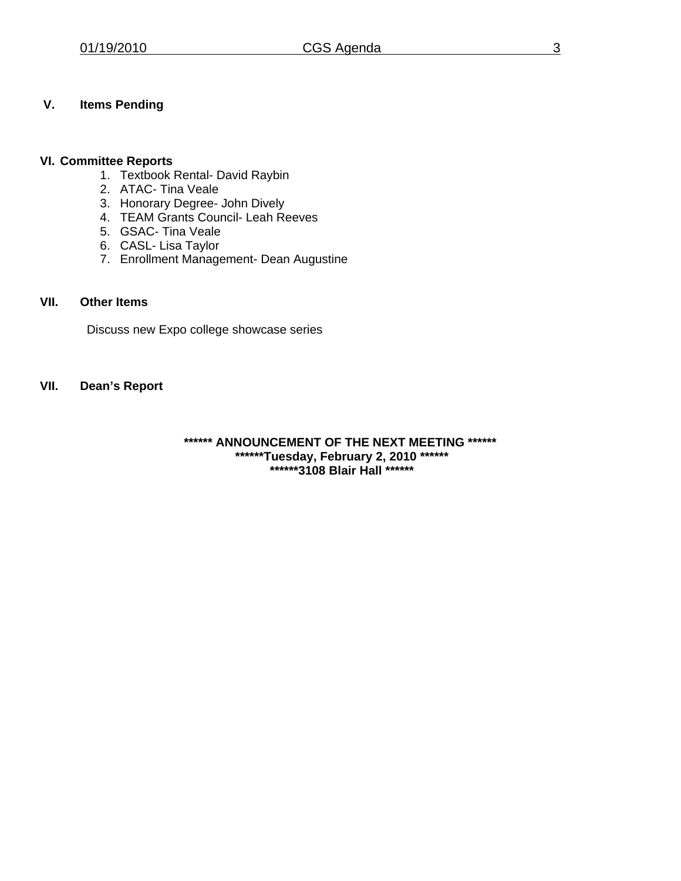## V. Items Pending

## VI. Committee Reports

1. Textbook Rental- David Raybin
2. ATAC- Tina Veale
3. Honorary Degree- John Dively
4. TEAM Grants Council- Leah Reeves
5. GSAC- Tina Veale
6. CASL- Lisa Taylor
7. Enrollment Management- Dean Augustine

## VII. Other Items

Discuss new Expo college showcase series

## VII. Dean's Report

**\*\*\*\*\*\* ANNOUNCEMENT OF THE NEXT MEETING \*\*\*\*\*\***
**\*\*\*\*\*\*Tuesday, February 2, 2010 \*\*\*\*\*\***
**\*\*\*\*\*\*3108 Blair Hall \*\*\*\*\*\***